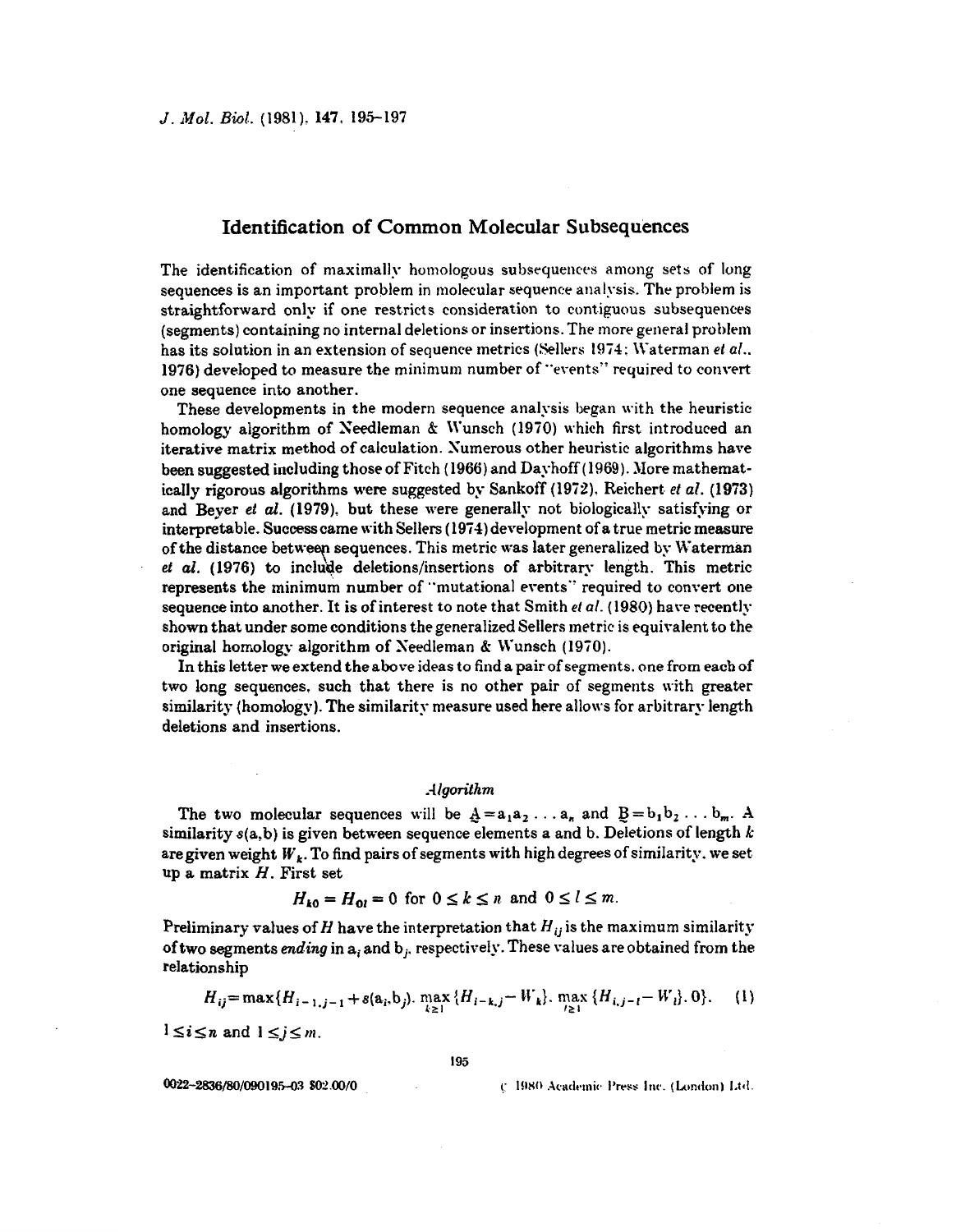# Identification of Common Molecular Subsequences

The identification of maximally homologous subsequences among sets of long sequences is an important problem in molecular sequence analysis. The problem is straightforward only if one restricts consideration to contiguous subsequences (segments) containing no internal deletions or insertions. The more general problem has its solution in an extension of sequence metrics (Sellers 1974; Waterman *et al.*, 1976) developed to measure the minimum number of "events" required to convert one sequence into another.

These developments in the modern sequence analysis began with the heuristic homology algorithm of Needleman & Wunsch (1970) which first introduced an iterative matrix method of calculation. Numerous other heuristic algorithms have been suggested including those of Fitch (1966) and Dayhoff (1969). More mathematically rigorous algorithms were suggested by Sankoff (1972), Reichert *et al.* (1973) and Beyer *et al.* (1979), but these were generally not biologically satisfying or interpretable. Success came with Sellers (1974) development of a true metric measure of the distance between sequences. This metric was later generalized by Waterman *et al.* (1976) to include deletions/insertions of arbitrary length. This metric represents the minimum number of "mutational events" required to convert one sequence into another. It is of interest to note that Smith *et al.* (1980) have recently shown that under some conditions the generalized Sellers metric is equivalent to the original homology algorithm of Needleman & Wunsch (1970).

In this letter we extend the above ideas to find a pair of segments, one from each of two long sequences, such that there is no other pair of segments with greater similarity (homology). The similarity measure used here allows for arbitrary length deletions and insertions.

### *Algorithm*

The two molecular sequences will be $\underset{\sim}{A} = a_1 a_2 \ldots a_n$ and $\underset{\sim}{B} = b_1 b_2 \ldots b_m$. A similarity $s(a,b)$ is given between sequence elements a and b. Deletions of length $k$ are given weight $W_k$. To find pairs of segments with high degrees of similarity, we set up a matrix $H$. First set

$$H_{k0} = H_{0l} = 0 \text{ for } 0 \leq k \leq n \text{ and } 0 \leq l \leq m.$$

Preliminary values of $H$ have the interpretation that $H_{ij}$ is the maximum similarity of two segments *ending* in $a_i$ and $b_j$, respectively. These values are obtained from the relationship

$$H_{ij} = \max\{H_{i-1,j-1} + s(a_i, b_j), \max_{k \geq 1}\{H_{i-k,j} - W_k\}, \max_{l \geq 1}\{H_{i,j-l} - W_l\}, 0\}, \quad (1)$$

$1 \leq i \leq n$ and $1 \leq j \leq m$.

0022-2836/80/090195-03 \$02.00/0 © 1980 Academic Press Inc. (London) Ltd.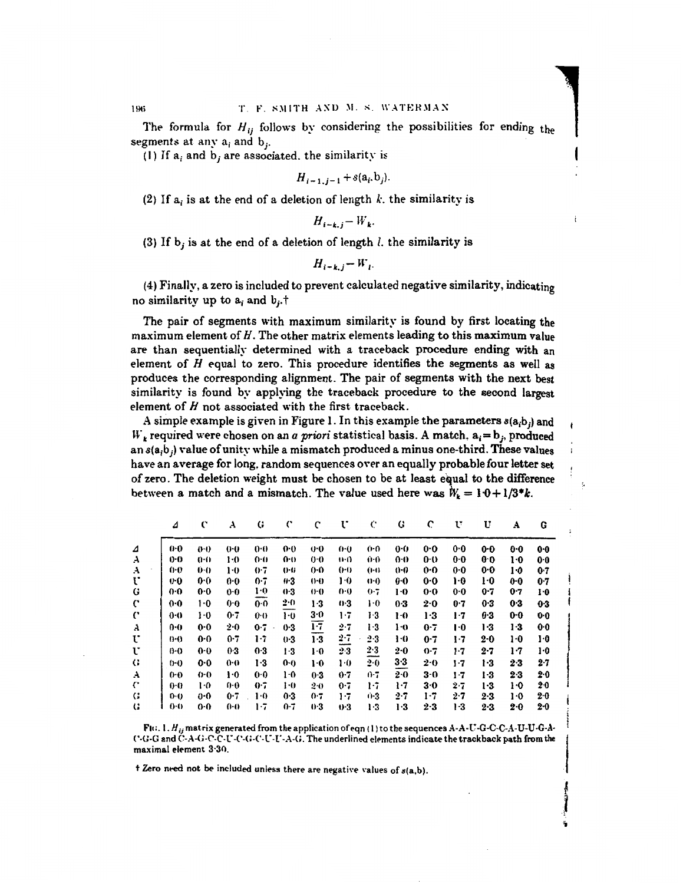The formula for $H_{ij}$ follows by considering the possibilities for ending the segments at any $a_i$ and $b_j$.

(1) If $a_i$ and $b_j$ are associated, the similarity is

$$H_{i-1,j-1} + s(a_i, b_j).$$

(2) If $a_i$ is at the end of a deletion of length $k$, the similarity is

$$H_{i-k,j} - W_k.$$

(3) If $b_j$ is at the end of a deletion of length $l$, the similarity is

$$H_{i-k,j} - W_l.$$

(4) Finally, a zero is included to prevent calculated negative similarity, indicating no similarity up to $a_i$ and $b_j$.†

The pair of segments with maximum similarity is found by first locating the maximum element of $H$. The other matrix elements leading to this maximum value are than sequentially determined with a traceback procedure ending with an element of $H$ equal to zero. This procedure identifies the segments as well as produces the corresponding alignment. The pair of segments with the next best similarity is found by applying the traceback procedure to the second largest element of $H$ not associated with the first traceback.

A simple example is given in Figure 1. In this example the parameters $s(a_i b_j)$ and $W_k$ required were chosen on an *a priori* statistical basis. A match, $a_i = b_j$, produced an $s(a_i b_j)$ value of unity while a mismatch produced a minus one-third. These values have an average for long, random sequences over an equally probable four letter set of zero. The deletion weight must be chosen to be at least equal to the difference between a match and a mismatch. The value used here was $W_k = 1{\cdot}0 + 1/3*k$.

| | Δ | C | A | G | C | C | U | C | G | C | U | U | A | G |
|---|---|---|---|---|---|---|---|---|---|---|---|---|---|---|
| Δ | 0·0 | 0·0 | 0·0 | 0·0 | 0·0 | 0·0 | 0·0 | 0·0 | 0·0 | 0·0 | 0·0 | 0·0 | 0·0 | 0·0 |
| A | 0·0 | 0·0 | 1·0 | 0·0 | 0·0 | 0·0 | 0·0 | 0·0 | 0·0 | 0·0 | 0·0 | 0·0 | 1·0 | 0·0 |
| A | 0·0 | 0·0 | 1·0 | 0·7 | 0·0 | 0·0 | 0·0 | 0·0 | 0·0 | 0·0 | 0·0 | 0·0 | 1·0 | 0·7 |
| U | 0·0 | 0·0 | 0·0 | 0·7 | 0·3 | 0·0 | 1·0 | 0·0 | 0·0 | 0·0 | 1·0 | 1·0 | 0·0 | 0·7 |
| G | 0·0 | 0·0 | 0·0 | 1·0 | 0·3 | 0·0 | 0·0 | 0·7 | 1·0 | 0·0 | 0·0 | 0·7 | 0·7 | 1·0 |
| C | 0·0 | 1·0 | 0·0 | 0·0 | 2·0 | 1·3 | 0·3 | 1·0 | 0·3 | 2·0 | 0·7 | 0·3 | 0·3 | 0·3 |
| C | 0·0 | 1·0 | 0·7 | 0·0 | 1·0 | 3·0 | 1·7 | 1·3 | 1·0 | 1·3 | 1·7 | 0·3 | 0·0 | 0·0 |
| A | 0·0 | 0·0 | 2·0 | 0·7 | 0·3 | 1·7 | 2·7 | 1·3 | 1·0 | 0·7 | 1·0 | 1·3 | 1·3 | 0·0 |
| U | 0·0 | 0·0 | 0·7 | 1·7 | 0·3 | 1·3 | 2·7 | 2·3 | 1·0 | 0·7 | 1·7 | 2·0 | 1·0 | 1·0 |
| U | 0·0 | 0·0 | 0·3 | 0·3 | 1·3 | 1·0 | 2·3 | 2·3 | 2·0 | 0·7 | 1·7 | 2·7 | 1·7 | 1·0 |
| G | 0·0 | 0·0 | 0·0 | 1·3 | 0·0 | 1·0 | 1·0 | 2·0 | 3·3 | 2·0 | 1·7 | 1·3 | 2·3 | 2·7 |
| A | 0·0 | 0·0 | 1·0 | 0·0 | 1·0 | 0·3 | 0·7 | 0·7 | 2·0 | 3·0 | 1·7 | 1·3 | 2·3 | 2·0 |
| C | 0·0 | 1·0 | 0·0 | 0·7 | 1·0 | 2·0 | 0·7 | 1·7 | 1·7 | 3·0 | 2·7 | 1·3 | 1·0 | 2·0 |
| G | 0·0 | 0·0 | 0·7 | 1·0 | 0·3 | 0·7 | 1·7 | 0·3 | 2·7 | 1·7 | 2·7 | 2·3 | 1·0 | 2·0 |
| G | 0·0 | 0·0 | 0·0 | 1·7 | 0·7 | 0·3 | 0·3 | 1·3 | 1·3 | 2·3 | 1·3 | 2·3 | 2·0 | 2·0 |

FIG. 1. $H_{ij}$ matrix generated from the application of eqn (1) to the sequences A-A-U-G-C-C-A-U-U-G-A-C-G-G and C-A-G-C-C-U-C-G-C-U-U-A-G. The underlined elements indicate the trackback path from the maximal element 3·30.

† Zero need not be included unless there are negative values of $s(a,b)$.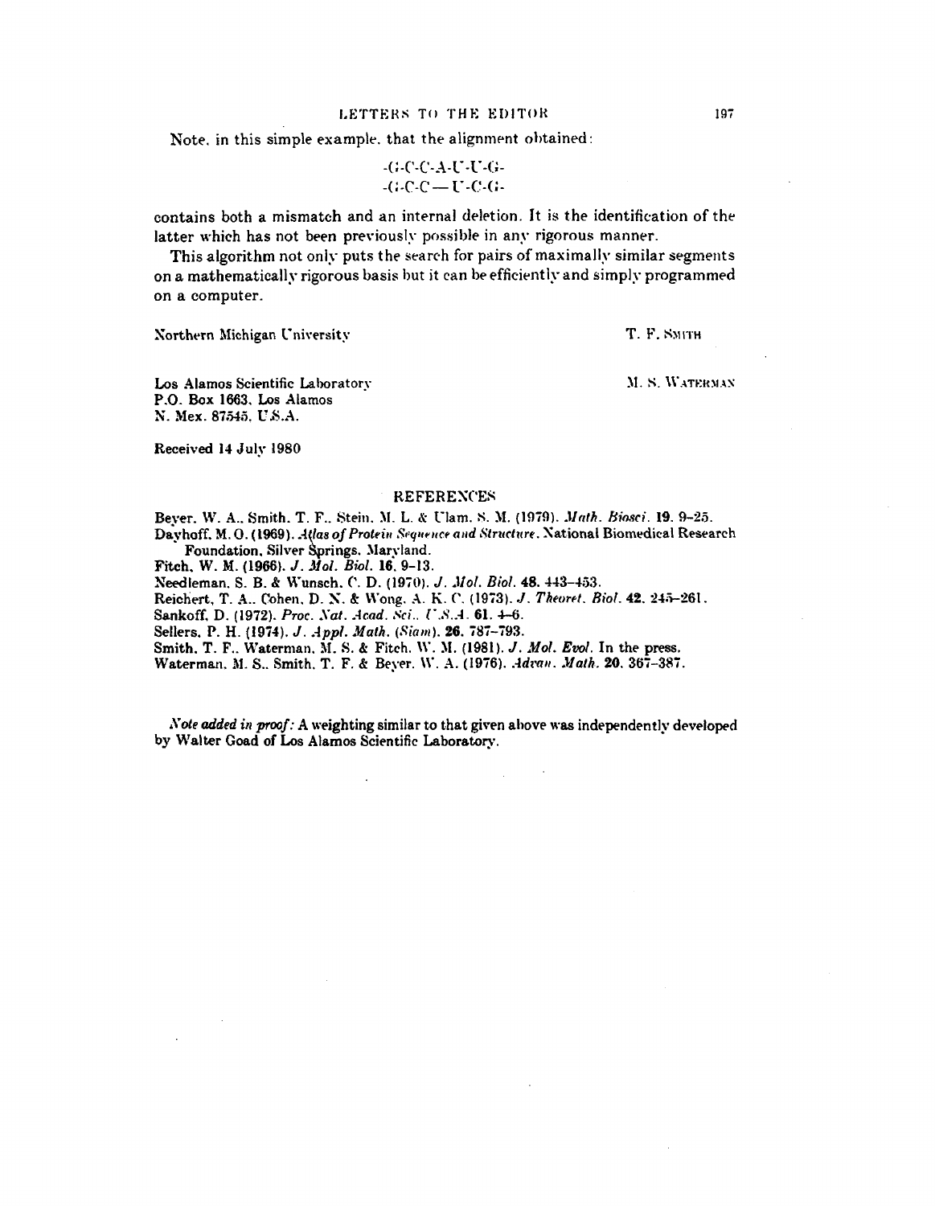Note, in this simple example, that the alignment obtained:

```
-G-C-C-A-U-U-G-
-G-C-C — U-C-G-
```

contains both a mismatch and an internal deletion. It is the identification of the latter which has not been previously possible in any rigorous manner.

This algorithm not only puts the search for pairs of maximally similar segments on a mathematically rigorous basis but it can be efficiently and simply programmed on a computer.

Northern Michigan University — T. F. SMITH

Los Alamos Scientific Laboratory
P.O. Box 1663, Los Alamos
N. Mex. 87545, U.S.A. — M. S. WATERMAN

Received 14 July 1980

## REFERENCES

Beyer, W. A., Smith, T. F., Stein, M. L. & Ulam, S. M. (1979). *Math. Biosci.* **19**, 9–25.

Dayhoff, M. O. (1969). *Atlas of Protein Sequence and Structure*. National Biomedical Research Foundation, Silver Springs, Maryland.

Fitch, W. M. (1966). *J. Mol. Biol.* **16**, 9–13.

Needleman, S. B. & Wunsch, C. D. (1970). *J. Mol. Biol.* **48**, 443–453.

Reichert, T. A., Cohen, D. N. & Wong, A. K. C. (1973). *J. Theoret. Biol.* **42**, 245–261.

Sankoff, D. (1972). *Proc. Nat. Acad. Sci., U.S.A.* **61**, 4–6.

Sellers, P. H. (1974). *J. Appl. Math. (Siam).* **26**, 787–793.

Smith, T. F., Waterman, M. S. & Fitch, W. M. (1981). *J. Mol. Evol.* In the press.

Waterman, M. S., Smith, T. F. & Beyer, W. A. (1976). *Advan. Math.* **20**, 367–387.

*Note added in proof:* A weighting similar to that given above was independently developed by Walter Goad of Los Alamos Scientific Laboratory.